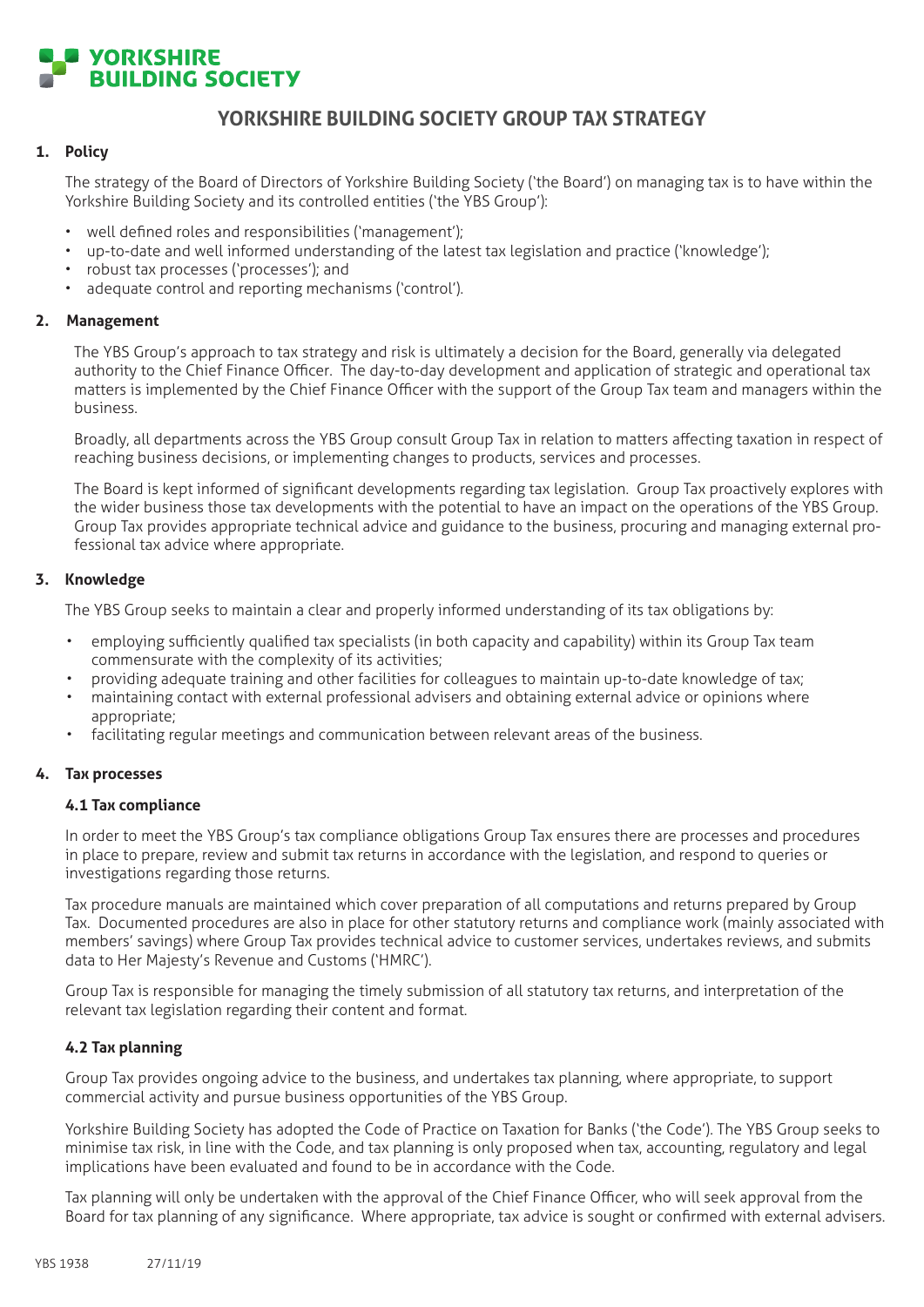YORKSHIRE BUILDING SOCIETY

# YORKSHIRE BUILDING SOCIETY GROUP TAX STRATEGY

## 1. Policy

The strategy of the Board of Directors of Yorkshire Building Society ('the Board') on managing tax is to have within the Yorkshire Building Society and its controlled entities ('the YBS Group'):

- well defined roles and responsibilities ('management');
- up-to-date and well informed understanding of the latest tax legislation and practice ('knowledge');
- robust tax processes ('processes'); and
- adequate control and reporting mechanisms ('control').

## 2. Management

The YBS Group's approach to tax strategy and risk is ultimately a decision for the Board, generally via delegated authority to the Chief Finance Officer. The day-to-day development and application of strategic and operational tax matters is implemented by the Chief Finance Officer with the support of the Group Tax team and managers within the business.

Broadly, all departments across the YBS Group consult Group Tax in relation to matters affecting taxation in respect of reaching business decisions, or implementing changes to products, services and processes.

The Board is kept informed of significant developments regarding tax legislation. Group Tax proactively explores with the wider business those tax developments with the potential to have an impact on the operations of the YBS Group. Group Tax provides appropriate technical advice and guidance to the business, procuring and managing external professional tax advice where appropriate.

## 3. Knowledge

The YBS Group seeks to maintain a clear and properly informed understanding of its tax obligations by:

- employing sufficiently qualified tax specialists (in both capacity and capability) within its Group Tax team commensurate with the complexity of its activities;
- providing adequate training and other facilities for colleagues to maintain up-to-date knowledge of tax;
- maintaining contact with external professional advisers and obtaining external advice or opinions where appropriate;
- facilitating regular meetings and communication between relevant areas of the business.

## 4. Tax processes

### 4.1 Tax compliance

In order to meet the YBS Group's tax compliance obligations Group Tax ensures there are processes and procedures in place to prepare, review and submit tax returns in accordance with the legislation, and respond to queries or investigations regarding those returns.

Tax procedure manuals are maintained which cover preparation of all computations and returns prepared by Group Tax. Documented procedures are also in place for other statutory returns and compliance work (mainly associated with members' savings) where Group Tax provides technical advice to customer services, undertakes reviews, and submits data to Her Majesty's Revenue and Customs ('HMRC').

Group Tax is responsible for managing the timely submission of all statutory tax returns, and interpretation of the relevant tax legislation regarding their content and format.

### 4.2 Tax planning

Group Tax provides ongoing advice to the business, and undertakes tax planning, where appropriate, to support commercial activity and pursue business opportunities of the YBS Group.

Yorkshire Building Society has adopted the Code of Practice on Taxation for Banks ('the Code'). The YBS Group seeks to minimise tax risk, in line with the Code, and tax planning is only proposed when tax, accounting, regulatory and legal implications have been evaluated and found to be in accordance with the Code.

Tax planning will only be undertaken with the approval of the Chief Finance Officer, who will seek approval from the Board for tax planning of any significance. Where appropriate, tax advice is sought or confirmed with external advisers.

YBS 1938 27/11/19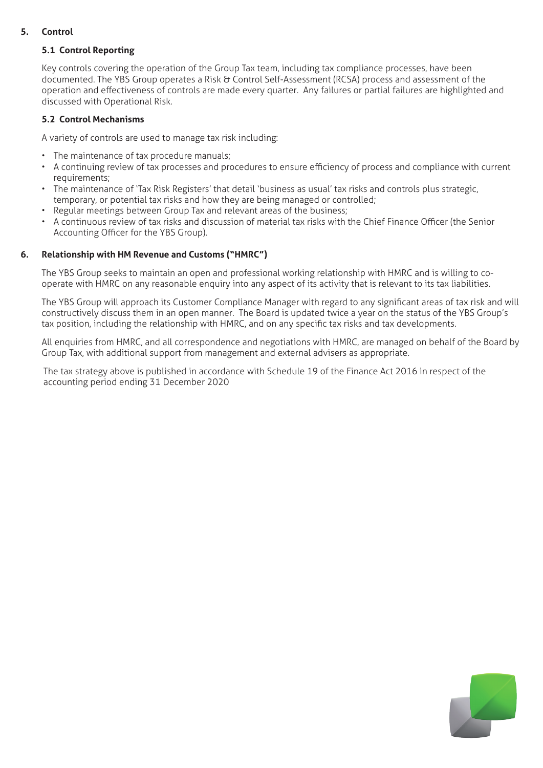## 5. Control

### 5.1 Control Reporting

Key controls covering the operation of the Group Tax team, including tax compliance processes, have been documented. The YBS Group operates a Risk & Control Self-Assessment (RCSA) process and assessment of the operation and effectiveness of controls are made every quarter. Any failures or partial failures are highlighted and discussed with Operational Risk.

### 5.2 Control Mechanisms

A variety of controls are used to manage tax risk including:

- The maintenance of tax procedure manuals;
- A continuing review of tax processes and procedures to ensure efficiency of process and compliance with current requirements;
- The maintenance of 'Tax Risk Registers' that detail 'business as usual' tax risks and controls plus strategic, temporary, or potential tax risks and how they are being managed or controlled;
- Regular meetings between Group Tax and relevant areas of the business;
- A continuous review of tax risks and discussion of material tax risks with the Chief Finance Officer (the Senior Accounting Officer for the YBS Group).

## 6. Relationship with HM Revenue and Customs ("HMRC")

The YBS Group seeks to maintain an open and professional working relationship with HMRC and is willing to co-operate with HMRC on any reasonable enquiry into any aspect of its activity that is relevant to its tax liabilities.

The YBS Group will approach its Customer Compliance Manager with regard to any significant areas of tax risk and will constructively discuss them in an open manner. The Board is updated twice a year on the status of the YBS Group's tax position, including the relationship with HMRC, and on any specific tax risks and tax developments.

All enquiries from HMRC, and all correspondence and negotiations with HMRC, are managed on behalf of the Board by Group Tax, with additional support from management and external advisers as appropriate.

The tax strategy above is published in accordance with Schedule 19 of the Finance Act 2016 in respect of the accounting period ending 31 December 2020